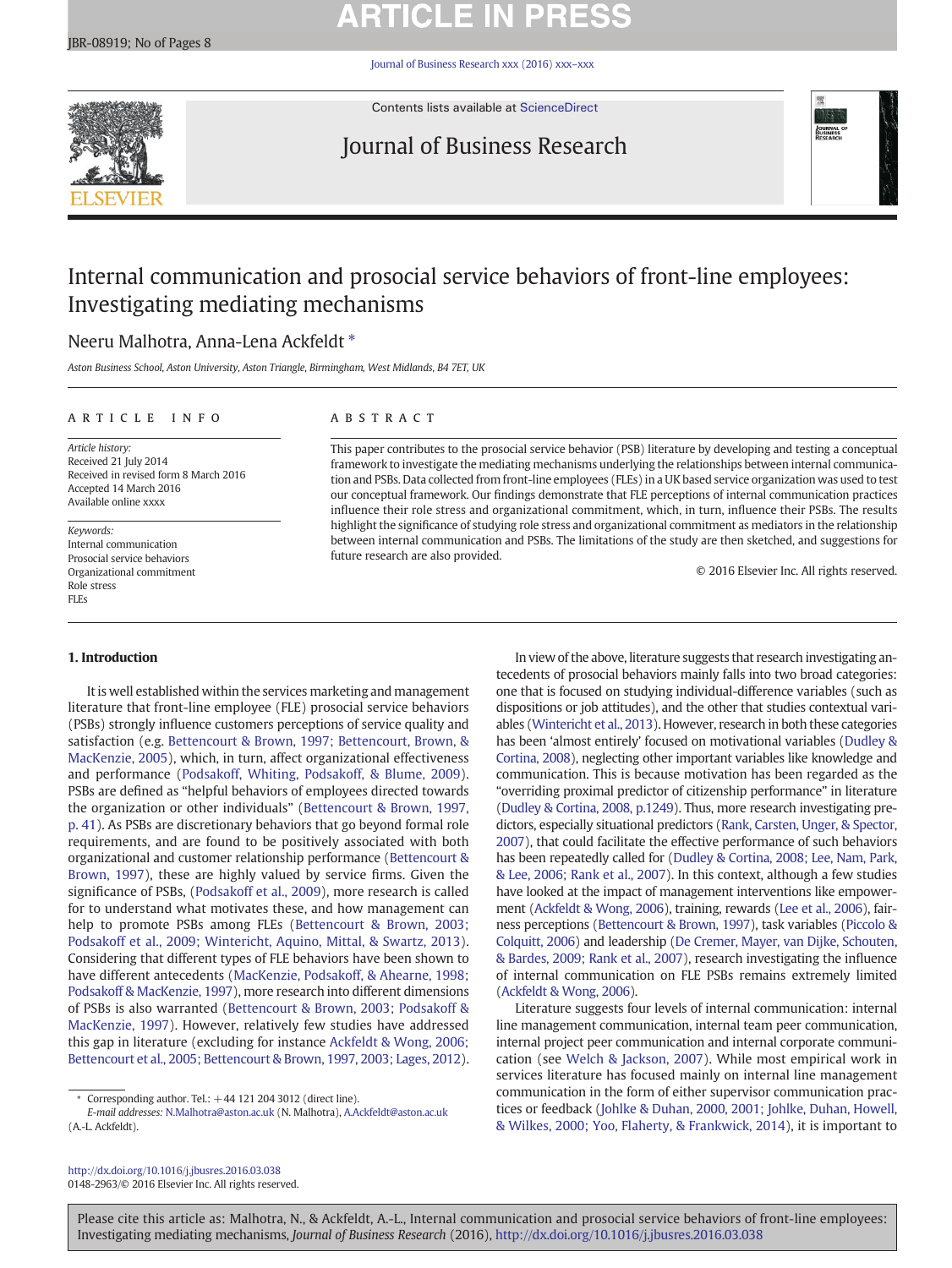# Internal communication and prosocial service behaviors of front-line employees: Investigating mediating mechanisms

Neeru Malhotra, Anna-Lena Ackfeldt *

*Aston Business School, Aston University, Aston Triangle, Birmingham, West Midlands, B4 7ET, UK*

## ARTICLE INFO

*Article history:*
Received 21 July 2014
Received in revised form 8 March 2016
Accepted 14 March 2016
Available online xxxx

*Keywords:*
Internal communication
Prosocial service behaviors
Organizational commitment
Role stress
FLEs

## ABSTRACT

This paper contributes to the prosocial service behavior (PSB) literature by developing and testing a conceptual framework to investigate the mediating mechanisms underlying the relationships between internal communication and PSBs. Data collected from front-line employees (FLEs) in a UK based service organization was used to test our conceptual framework. Our findings demonstrate that FLE perceptions of internal communication practices influence their role stress and organizational commitment, which, in turn, influence their PSBs. The results highlight the significance of studying role stress and organizational commitment as mediators in the relationship between internal communication and PSBs. The limitations of the study are then sketched, and suggestions for future research are also provided.

© 2016 Elsevier Inc. All rights reserved.

## 1. Introduction

It is well established within the services marketing and management literature that front-line employee (FLE) prosocial service behaviors (PSBs) strongly influence customers perceptions of service quality and satisfaction (e.g. Bettencourt & Brown, 1997; Bettencourt, Brown, & MacKenzie, 2005), which, in turn, affect organizational effectiveness and performance (Podsakoff, Whiting, Podsakoff, & Blume, 2009). PSBs are defined as "helpful behaviors of employees directed towards the organization or other individuals" (Bettencourt & Brown, 1997, p. 41). As PSBs are discretionary behaviors that go beyond formal role requirements, and are found to be positively associated with both organizational and customer relationship performance (Bettencourt & Brown, 1997), these are highly valued by service firms. Given the significance of PSBs, (Podsakoff et al., 2009), more research is called for to understand what motivates these, and how management can help to promote PSBs among FLEs (Bettencourt & Brown, 2003; Podsakoff et al., 2009; Wintericht, Aquino, Mittal, & Swartz, 2013). Considering that different types of FLE behaviors have been shown to have different antecedents (MacKenzie, Podsakoff, & Ahearne, 1998; Podsakoff & MacKenzie, 1997), more research into different dimensions of PSBs is also warranted (Bettencourt & Brown, 2003; Podsakoff & MacKenzie, 1997). However, relatively few studies have addressed this gap in literature (excluding for instance Ackfeldt & Wong, 2006; Bettencourt et al., 2005; Bettencourt & Brown, 1997, 2003; Lages, 2012).

In view of the above, literature suggests that research investigating antecedents of prosocial behaviors mainly falls into two broad categories: one that is focused on studying individual-difference variables (such as dispositions or job attitudes), and the other that studies contextual variables (Wintericht et al., 2013). However, research in both these categories has been 'almost entirely' focused on motivational variables (Dudley & Cortina, 2008), neglecting other important variables like knowledge and communication. This is because motivation has been regarded as the "overriding proximal predictor of citizenship performance" in literature (Dudley & Cortina, 2008, p.1249). Thus, more research investigating predictors, especially situational predictors (Rank, Carsten, Unger, & Spector, 2007), that could facilitate the effective performance of such behaviors has been repeatedly called for (Dudley & Cortina, 2008; Lee, Nam, Park, & Lee, 2006; Rank et al., 2007). In this context, although a few studies have looked at the impact of management interventions like empowerment (Ackfeldt & Wong, 2006), training, rewards (Lee et al., 2006), fairness perceptions (Bettencourt & Brown, 1997), task variables (Piccolo & Colquitt, 2006) and leadership (De Cremer, Mayer, van Dijke, Schouten, & Bardes, 2009; Rank et al., 2007), research investigating the influence of internal communication on FLE PSBs remains extremely limited (Ackfeldt & Wong, 2006).

Literature suggests four levels of internal communication: internal line management communication, internal team peer communication, internal project peer communication and internal corporate communication (see Welch & Jackson, 2007). While most empirical work in services literature has focused mainly on internal line management communication in the form of either supervisor communication practices or feedback (Johlke & Duhan, 2000, 2001; Johlke, Duhan, Howell, & Wilkes, 2000; Yoo, Flaherty, & Frankwick, 2014), it is important to

---

* Corresponding author. Tel.: +44 121 204 3012 (direct line).
*E-mail addresses:* N.Malhotra@aston.ac.uk (N. Malhotra), A.Ackfeldt@aston.ac.uk (A.-L. Ackfeldt).

http://dx.doi.org/10.1016/j.jbusres.2016.03.038
0148-2963/© 2016 Elsevier Inc. All rights reserved.

Please cite this article as: Malhotra, N., & Ackfeldt, A.-L., Internal communication and prosocial service behaviors of front-line employees: Investigating mediating mechanisms, *Journal of Business Research* (2016), http://dx.doi.org/10.1016/j.jbusres.2016.03.038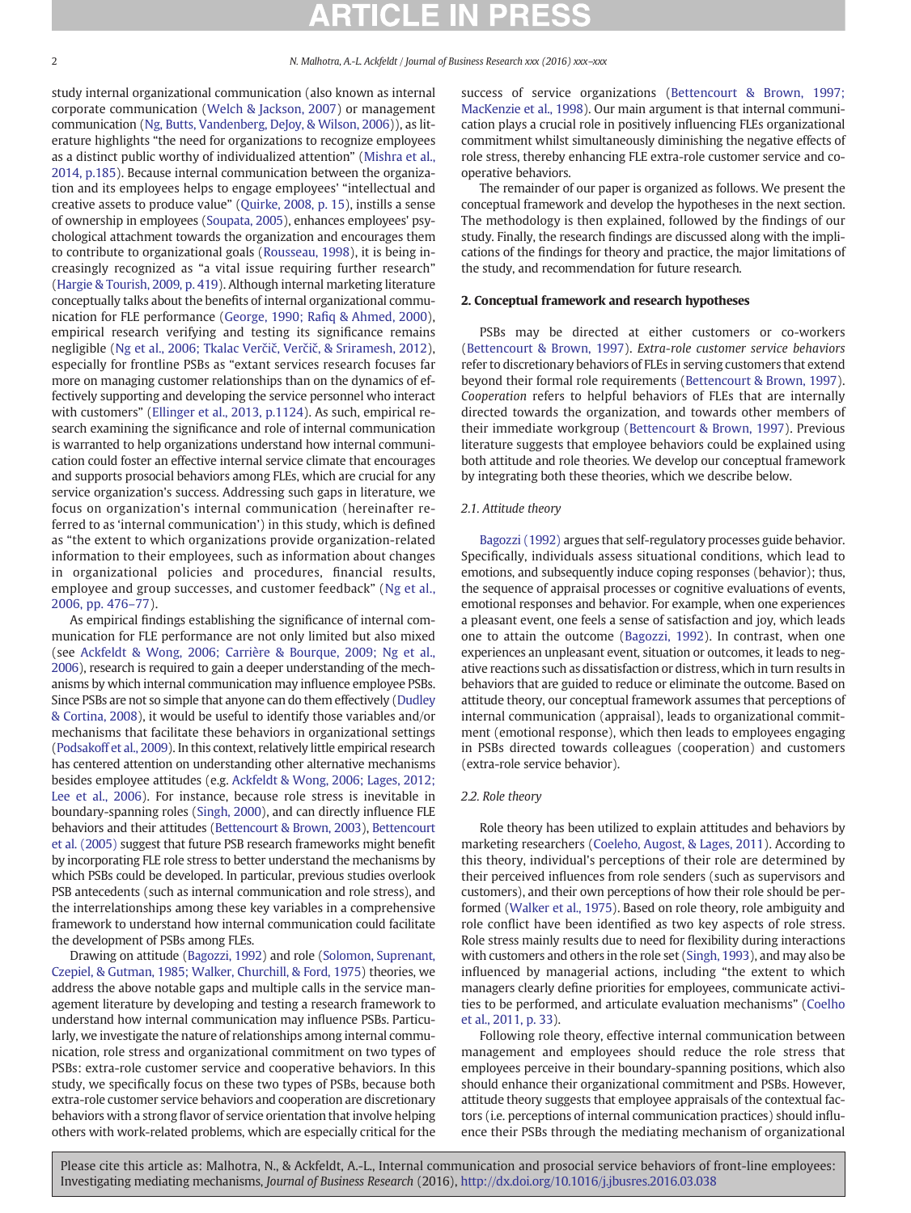study internal organizational communication (also known as internal corporate communication (Welch & Jackson, 2007) or management communication (Ng, Butts, Vandenberg, DeJoy, & Wilson, 2006)), as literature highlights "the need for organizations to recognize employees as a distinct public worthy of individualized attention" (Mishra et al., 2014, p.185). Because internal communication between the organization and its employees helps to engage employees' "intellectual and creative assets to produce value" (Quirke, 2008, p. 15), instills a sense of ownership in employees (Soupata, 2005), enhances employees' psychological attachment towards the organization and encourages them to contribute to organizational goals (Rousseau, 1998), it is being increasingly recognized as "a vital issue requiring further research" (Hargie & Tourish, 2009, p. 419). Although internal marketing literature conceptually talks about the benefits of internal organizational communication for FLE performance (George, 1990; Rafiq & Ahmed, 2000), empirical research verifying and testing its significance remains negligible (Ng et al., 2006; Tkalac Verčič, Verčič, & Sriramesh, 2012), especially for frontline PSBs as "extant services research focuses far more on managing customer relationships than on the dynamics of effectively supporting and developing the service personnel who interact with customers" (Ellinger et al., 2013, p.1124). As such, empirical research examining the significance and role of internal communication is warranted to help organizations understand how internal communication could foster an effective internal service climate that encourages and supports prosocial behaviors among FLEs, which are crucial for any service organization's success. Addressing such gaps in literature, we focus on organization's internal communication (hereinafter referred to as 'internal communication') in this study, which is defined as "the extent to which organizations provide organization-related information to their employees, such as information about changes in organizational policies and procedures, financial results, employee and group successes, and customer feedback" (Ng et al., 2006, pp. 476–77).

As empirical findings establishing the significance of internal communication for FLE performance are not only limited but also mixed (see Ackfeldt & Wong, 2006; Carrière & Bourque, 2009; Ng et al., 2006), research is required to gain a deeper understanding of the mechanisms by which internal communication may influence employee PSBs. Since PSBs are not so simple that anyone can do them effectively (Dudley & Cortina, 2008), it would be useful to identify those variables and/or mechanisms that facilitate these behaviors in organizational settings (Podsakoff et al., 2009). In this context, relatively little empirical research has centered attention on understanding other alternative mechanisms besides employee attitudes (e.g. Ackfeldt & Wong, 2006; Lages, 2012; Lee et al., 2006). For instance, because role stress is inevitable in boundary-spanning roles (Singh, 2000), and can directly influence FLE behaviors and their attitudes (Bettencourt & Brown, 2003), Bettencourt et al. (2005) suggest that future PSB research frameworks might benefit by incorporating FLE role stress to better understand the mechanisms by which PSBs could be developed. In particular, previous studies overlook PSB antecedents (such as internal communication and role stress), and the interrelationships among these key variables in a comprehensive framework to understand how internal communication could facilitate the development of PSBs among FLEs.

Drawing on attitude (Bagozzi, 1992) and role (Solomon, Suprenant, Czepiel, & Gutman, 1985; Walker, Churchill, & Ford, 1975) theories, we address the above notable gaps and multiple calls in the service management literature by developing and testing a research framework to understand how internal communication may influence PSBs. Particularly, we investigate the nature of relationships among internal communication, role stress and organizational commitment on two types of PSBs: extra-role customer service and cooperative behaviors. In this study, we specifically focus on these two types of PSBs, because both extra-role customer service behaviors and cooperation are discretionary behaviors with a strong flavor of service orientation that involve helping others with work-related problems, which are especially critical for the success of service organizations (Bettencourt & Brown, 1997; MacKenzie et al., 1998). Our main argument is that internal communication plays a crucial role in positively influencing FLEs organizational commitment whilst simultaneously diminishing the negative effects of role stress, thereby enhancing FLE extra-role customer service and cooperative behaviors.

The remainder of our paper is organized as follows. We present the conceptual framework and develop the hypotheses in the next section. The methodology is then explained, followed by the findings of our study. Finally, the research findings are discussed along with the implications of the findings for theory and practice, the major limitations of the study, and recommendation for future research.

## 2. Conceptual framework and research hypotheses

PSBs may be directed at either customers or co-workers (Bettencourt & Brown, 1997). *Extra-role customer service behaviors* refer to discretionary behaviors of FLEs in serving customers that extend beyond their formal role requirements (Bettencourt & Brown, 1997). *Cooperation* refers to helpful behaviors of FLEs that are internally directed towards the organization, and towards other members of their immediate workgroup (Bettencourt & Brown, 1997). Previous literature suggests that employee behaviors could be explained using both attitude and role theories. We develop our conceptual framework by integrating both these theories, which we describe below.

### 2.1. Attitude theory

Bagozzi (1992) argues that self-regulatory processes guide behavior. Specifically, individuals assess situational conditions, which lead to emotions, and subsequently induce coping responses (behavior); thus, the sequence of appraisal processes or cognitive evaluations of events, emotional responses and behavior. For example, when one experiences a pleasant event, one feels a sense of satisfaction and joy, which leads one to attain the outcome (Bagozzi, 1992). In contrast, when one experiences an unpleasant event, situation or outcomes, it leads to negative reactions such as dissatisfaction or distress, which in turn results in behaviors that are guided to reduce or eliminate the outcome. Based on attitude theory, our conceptual framework assumes that perceptions of internal communication (appraisal), leads to organizational commitment (emotional response), which then leads to employees engaging in PSBs directed towards colleagues (cooperation) and customers (extra-role service behavior).

### 2.2. Role theory

Role theory has been utilized to explain attitudes and behaviors by marketing researchers (Coeleho, Augost, & Lages, 2011). According to this theory, individual's perceptions of their role are determined by their perceived influences from role senders (such as supervisors and customers), and their own perceptions of how their role should be performed (Walker et al., 1975). Based on role theory, role ambiguity and role conflict have been identified as two key aspects of role stress. Role stress mainly results due to need for flexibility during interactions with customers and others in the role set (Singh, 1993), and may also be influenced by managerial actions, including "the extent to which managers clearly define priorities for employees, communicate activities to be performed, and articulate evaluation mechanisms" (Coelho et al., 2011, p. 33).

Following role theory, effective internal communication between management and employees should reduce the role stress that employees perceive in their boundary-spanning positions, which also should enhance their organizational commitment and PSBs. However, attitude theory suggests that employee appraisals of the contextual factors (i.e. perceptions of internal communication practices) should influence their PSBs through the mediating mechanism of organizational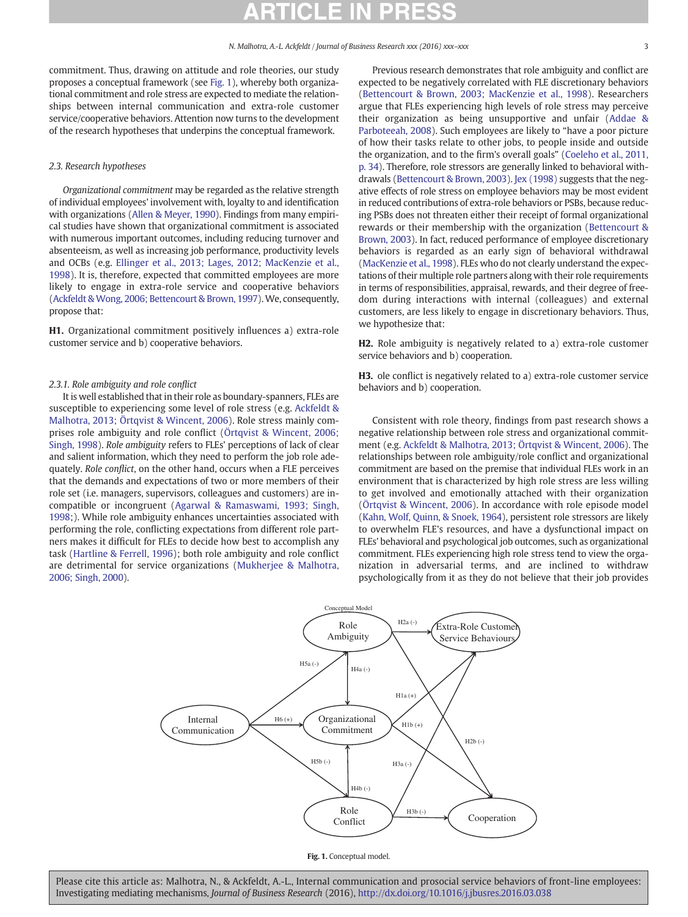commitment. Thus, drawing on attitude and role theories, our study proposes a conceptual framework (see Fig. 1), whereby both organizational commitment and role stress are expected to mediate the relationships between internal communication and extra-role customer service/cooperative behaviors. Attention now turns to the development of the research hypotheses that underpins the conceptual framework.

### 2.3. Research hypotheses

*Organizational commitment* may be regarded as the relative strength of individual employees' involvement with, loyalty to and identification with organizations (Allen & Meyer, 1990). Findings from many empirical studies have shown that organizational commitment is associated with numerous important outcomes, including reducing turnover and absenteeism, as well as increasing job performance, productivity levels and OCBs (e.g. Ellinger et al., 2013; Lages, 2012; MacKenzie et al., 1998). It is, therefore, expected that committed employees are more likely to engage in extra-role service and cooperative behaviors (Ackfeldt & Wong, 2006; Bettencourt & Brown, 1997). We, consequently, propose that:

**H1.** Organizational commitment positively influences a) extra-role customer service and b) cooperative behaviors.

#### 2.3.1. Role ambiguity and role conflict

It is well established that in their role as boundary-spanners, FLEs are susceptible to experiencing some level of role stress (e.g. Ackfeldt & Malhotra, 2013; Örtqvist & Wincent, 2006). Role stress mainly comprises role ambiguity and role conflict (Örtqvist & Wincent, 2006; Singh, 1998). *Role ambiguity* refers to FLEs' perceptions of lack of clear and salient information, which they need to perform the job role adequately. *Role conflict*, on the other hand, occurs when a FLE perceives that the demands and expectations of two or more members of their role set (i.e. managers, supervisors, colleagues and customers) are incompatible or incongruent (Agarwal & Ramaswami, 1993; Singh, 1998;). While role ambiguity enhances uncertainties associated with performing the role, conflicting expectations from different role partners makes it difficult for FLEs to decide how best to accomplish any task (Hartline & Ferrell, 1996); both role ambiguity and role conflict are detrimental for service organizations (Mukherjee & Malhotra, 2006; Singh, 2000).

Previous research demonstrates that role ambiguity and conflict are expected to be negatively correlated with FLE discretionary behaviors (Bettencourt & Brown, 2003; MacKenzie et al., 1998). Researchers argue that FLEs experiencing high levels of role stress may perceive their organization as being unsupportive and unfair (Addae & Parboteeah, 2008). Such employees are likely to "have a poor picture of how their tasks relate to other jobs, to people inside and outside the organization, and to the firm's overall goals" (Coeleho et al., 2011, p. 34). Therefore, role stressors are generally linked to behavioral withdrawals (Bettencourt & Brown, 2003). Jex (1998) suggests that the negative effects of role stress on employee behaviors may be most evident in reduced contributions of extra-role behaviors or PSBs, because reducing PSBs does not threaten either their receipt of formal organizational rewards or their membership with the organization (Bettencourt & Brown, 2003). In fact, reduced performance of employee discretionary behaviors is regarded as an early sign of behavioral withdrawal (MacKenzie et al., 1998). FLEs who do not clearly understand the expectations of their multiple role partners along with their role requirements in terms of responsibilities, appraisal, rewards, and their degree of freedom during interactions with internal (colleagues) and external customers, are less likely to engage in discretionary behaviors. Thus, we hypothesize that:

**H2.** Role ambiguity is negatively related to a) extra-role customer service behaviors and b) cooperation.

**H3.** ole conflict is negatively related to a) extra-role customer service behaviors and b) cooperation.

Consistent with role theory, findings from past research shows a negative relationship between role stress and organizational commitment (e.g. Ackfeldt & Malhotra, 2013; Örtqvist & Wincent, 2006). The relationships between role ambiguity/role conflict and organizational commitment are based on the premise that individual FLEs work in an environment that is characterized by high role stress are less willing to get involved and emotionally attached with their organization (Örtqvist & Wincent, 2006). In accordance with role episode model (Kahn, Wolf, Quinn, & Snoek, 1964), persistent role stressors are likely to overwhelm FLE's resources, and have a dysfunctional impact on FLEs' behavioral and psychological job outcomes, such as organizational commitment. FLEs experiencing high role stress tend to view the organization in adversarial terms, and are inclined to withdraw psychologically from it as they do not believe that their job provides

**Fig. 1.** Conceptual model.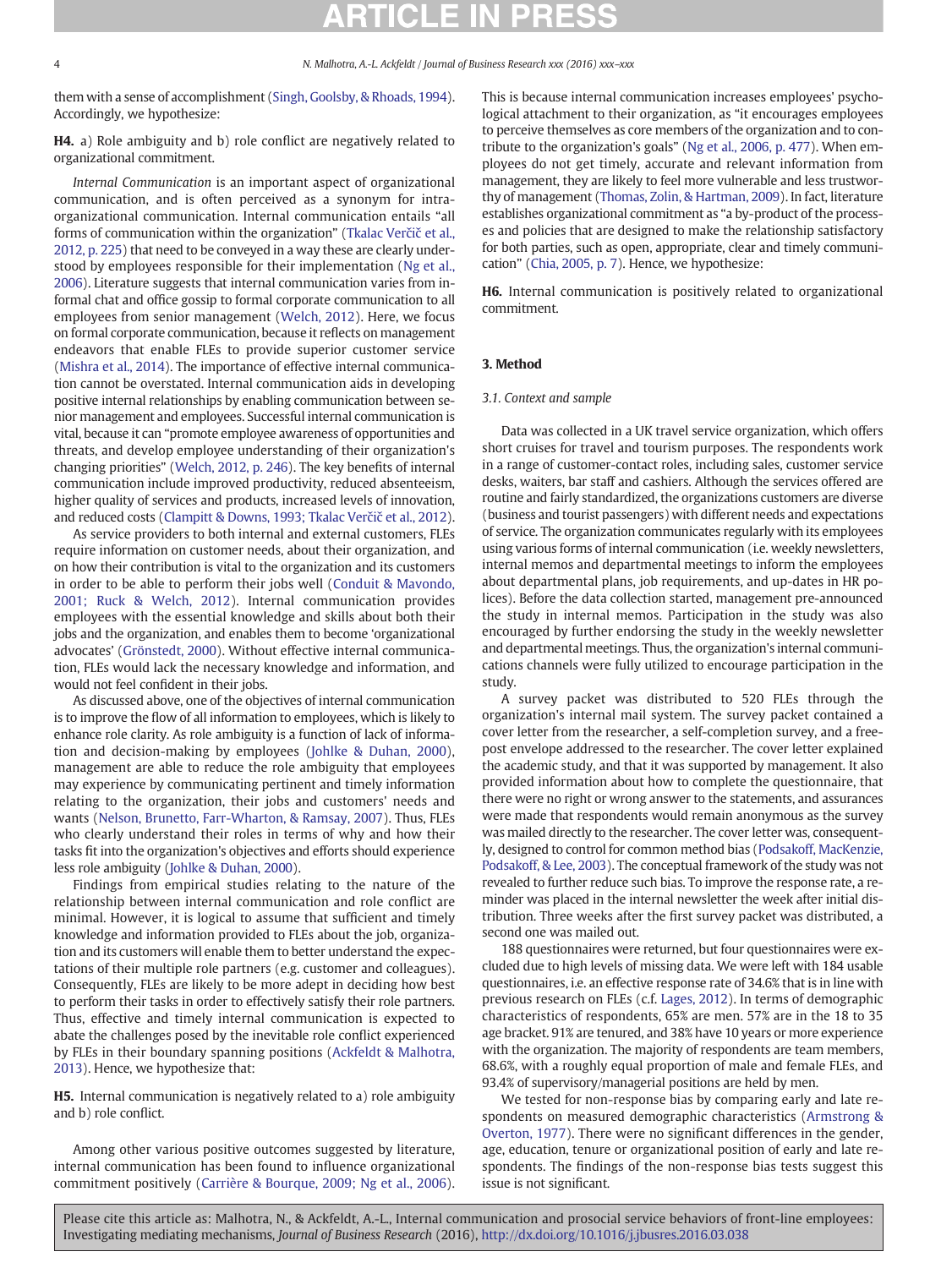them with a sense of accomplishment (Singh, Goolsby, & Rhoads, 1994). Accordingly, we hypothesize:

**H4.** a) Role ambiguity and b) role conflict are negatively related to organizational commitment.

*Internal Communication* is an important aspect of organizational communication, and is often perceived as a synonym for intra-organizational communication. Internal communication entails "all forms of communication within the organization" (Tkalac Verčič et al., 2012, p. 225) that need to be conveyed in a way these are clearly understood by employees responsible for their implementation (Ng et al., 2006). Literature suggests that internal communication varies from informal chat and office gossip to formal corporate communication to all employees from senior management (Welch, 2012). Here, we focus on formal corporate communication, because it reflects on management endeavors that enable FLEs to provide superior customer service (Mishra et al., 2014). The importance of effective internal communication cannot be overstated. Internal communication aids in developing positive internal relationships by enabling communication between senior management and employees. Successful internal communication is vital, because it can "promote employee awareness of opportunities and threats, and develop employee understanding of their organization's changing priorities" (Welch, 2012, p. 246). The key benefits of internal communication include improved productivity, reduced absenteeism, higher quality of services and products, increased levels of innovation, and reduced costs (Clampitt & Downs, 1993; Tkalac Verčič et al., 2012).

As service providers to both internal and external customers, FLEs require information on customer needs, about their organization, and on how their contribution is vital to the organization and its customers in order to be able to perform their jobs well (Conduit & Mavondo, 2001; Ruck & Welch, 2012). Internal communication provides employees with the essential knowledge and skills about both their jobs and the organization, and enables them to become 'organizational advocates' (Grönstedt, 2000). Without effective internal communication, FLEs would lack the necessary knowledge and information, and would not feel confident in their jobs.

As discussed above, one of the objectives of internal communication is to improve the flow of all information to employees, which is likely to enhance role clarity. As role ambiguity is a function of lack of information and decision-making by employees (Johlke & Duhan, 2000), management are able to reduce the role ambiguity that employees may experience by communicating pertinent and timely information relating to the organization, their jobs and customers' needs and wants (Nelson, Brunetto, Farr-Wharton, & Ramsay, 2007). Thus, FLEs who clearly understand their roles in terms of why and how their tasks fit into the organization's objectives and efforts should experience less role ambiguity (Johlke & Duhan, 2000).

Findings from empirical studies relating to the nature of the relationship between internal communication and role conflict are minimal. However, it is logical to assume that sufficient and timely knowledge and information provided to FLEs about the job, organization and its customers will enable them to better understand the expectations of their multiple role partners (e.g. customer and colleagues). Consequently, FLEs are likely to be more adept in deciding how best to perform their tasks in order to effectively satisfy their role partners. Thus, effective and timely internal communication is expected to abate the challenges posed by the inevitable role conflict experienced by FLEs in their boundary spanning positions (Ackfeldt & Malhotra, 2013). Hence, we hypothesize that:

**H5.** Internal communication is negatively related to a) role ambiguity and b) role conflict.

Among other various positive outcomes suggested by literature, internal communication has been found to influence organizational commitment positively (Carrière & Bourque, 2009; Ng et al., 2006). This is because internal communication increases employees' psychological attachment to their organization, as "it encourages employees to perceive themselves as core members of the organization and to contribute to the organization's goals" (Ng et al., 2006, p. 477). When employees do not get timely, accurate and relevant information from management, they are likely to feel more vulnerable and less trustworthy of management (Thomas, Zolin, & Hartman, 2009). In fact, literature establishes organizational commitment as "a by-product of the processes and policies that are designed to make the relationship satisfactory for both parties, such as open, appropriate, clear and timely communication" (Chia, 2005, p. 7). Hence, we hypothesize:

**H6.** Internal communication is positively related to organizational commitment.

## 3. Method

### 3.1. Context and sample

Data was collected in a UK travel service organization, which offers short cruises for travel and tourism purposes. The respondents work in a range of customer-contact roles, including sales, customer service desks, waiters, bar staff and cashiers. Although the services offered are routine and fairly standardized, the organizations customers are diverse (business and tourist passengers) with different needs and expectations of service. The organization communicates regularly with its employees using various forms of internal communication (i.e. weekly newsletters, internal memos and departmental meetings to inform the employees about departmental plans, job requirements, and up-dates in HR polices). Before the data collection started, management pre-announced the study in internal memos. Participation in the study was also encouraged by further endorsing the study in the weekly newsletter and departmental meetings. Thus, the organization's internal communications channels were fully utilized to encourage participation in the study.

A survey packet was distributed to 520 FLEs through the organization's internal mail system. The survey packet contained a cover letter from the researcher, a self-completion survey, and a free-post envelope addressed to the researcher. The cover letter explained the academic study, and that it was supported by management. It also provided information about how to complete the questionnaire, that there were no right or wrong answer to the statements, and assurances were made that respondents would remain anonymous as the survey was mailed directly to the researcher. The cover letter was, consequently, designed to control for common method bias (Podsakoff, MacKenzie, Podsakoff, & Lee, 2003). The conceptual framework of the study was not revealed to further reduce such bias. To improve the response rate, a reminder was placed in the internal newsletter the week after initial distribution. Three weeks after the first survey packet was distributed, a second one was mailed out.

188 questionnaires were returned, but four questionnaires were excluded due to high levels of missing data. We were left with 184 usable questionnaires, i.e. an effective response rate of 34.6% that is in line with previous research on FLEs (c.f. Lages, 2012). In terms of demographic characteristics of respondents, 65% are men. 57% are in the 18 to 35 age bracket. 91% are tenured, and 38% have 10 years or more experience with the organization. The majority of respondents are team members, 68.6%, with a roughly equal proportion of male and female FLEs, and 93.4% of supervisory/managerial positions are held by men.

We tested for non-response bias by comparing early and late respondents on measured demographic characteristics (Armstrong & Overton, 1977). There were no significant differences in the gender, age, education, tenure or organizational position of early and late respondents. The findings of the non-response bias tests suggest this issue is not significant.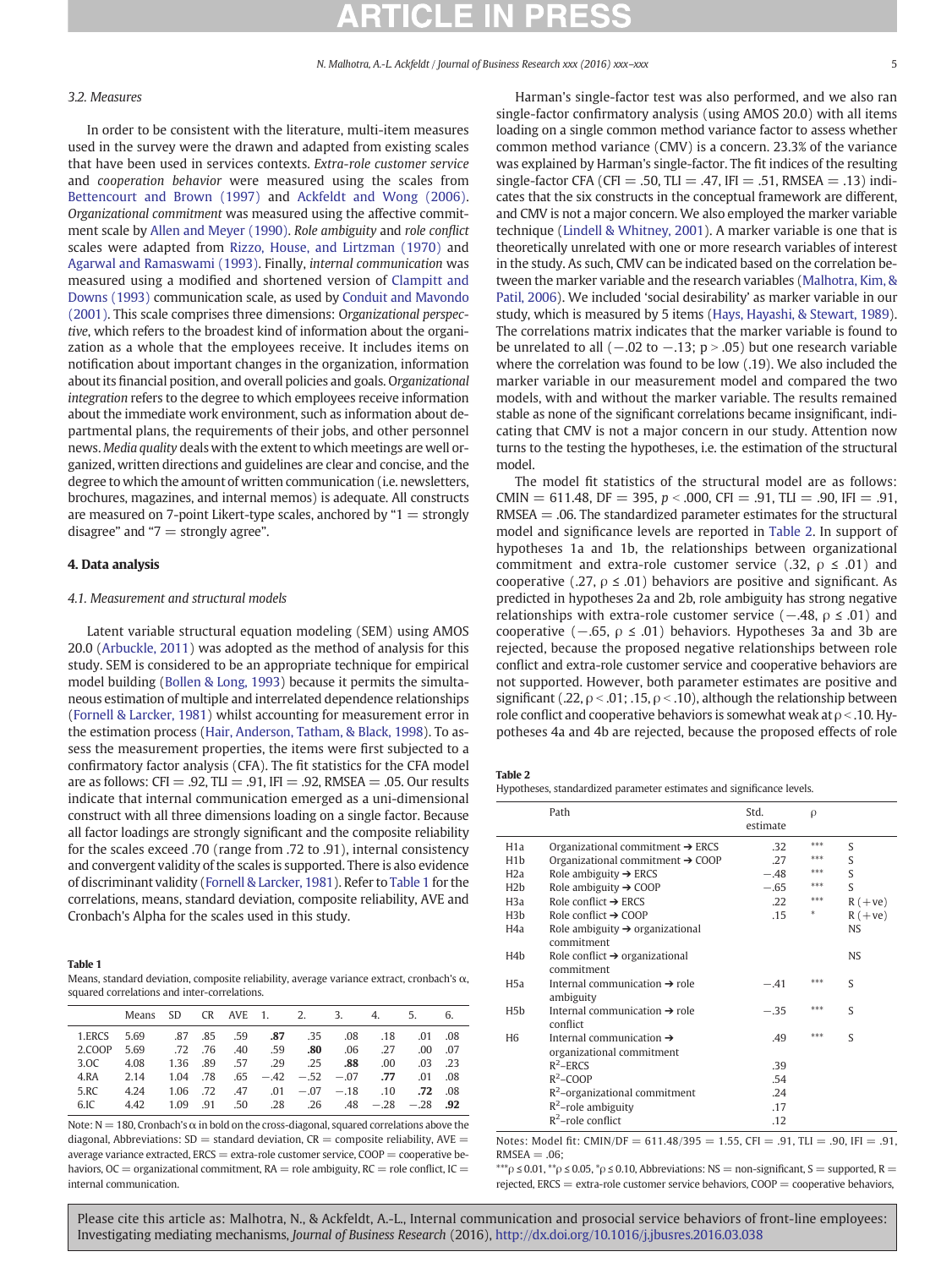### 3.2. Measures

In order to be consistent with the literature, multi-item measures used in the survey were the drawn and adapted from existing scales that have been used in services contexts. *Extra-role customer service* and *cooperation behavior* were measured using the scales from Bettencourt and Brown (1997) and Ackfeldt and Wong (2006). *Organizational commitment* was measured using the affective commitment scale by Allen and Meyer (1990). *Role ambiguity* and *role conflict* scales were adapted from Rizzo, House, and Lirtzman (1970) and Agarwal and Ramaswami (1993). Finally, *internal communication* was measured using a modified and shortened version of Clampitt and Downs (1993) communication scale, as used by Conduit and Mavondo (2001). This scale comprises three dimensions: *Organizational perspective*, which refers to the broadest kind of information about the organization as a whole that the employees receive. It includes items on notification about important changes in the organization, information about its financial position, and overall policies and goals. *Organizational integration* refers to the degree to which employees receive information about the immediate work environment, such as information about departmental plans, the requirements of their jobs, and other personnel news. *Media quality* deals with the extent to which meetings are well organized, written directions and guidelines are clear and concise, and the degree to which the amount of written communication (i.e. newsletters, brochures, magazines, and internal memos) is adequate. All constructs are measured on 7-point Likert-type scales, anchored by "1 = strongly disagree" and "7 = strongly agree".

## 4. Data analysis

### 4.1. Measurement and structural models

Latent variable structural equation modeling (SEM) using AMOS 20.0 (Arbuckle, 2011) was adopted as the method of analysis for this study. SEM is considered to be an appropriate technique for empirical model building (Bollen & Long, 1993) because it permits the simultaneous estimation of multiple and interrelated dependence relationships (Fornell & Larcker, 1981) whilst accounting for measurement error in the estimation process (Hair, Anderson, Tatham, & Black, 1998). To assess the measurement properties, the items were first subjected to a confirmatory factor analysis (CFA). The fit statistics for the CFA model are as follows: CFI = .92, TLI = .91, IFI = .92, RMSEA = .05. Our results indicate that internal communication emerged as a uni-dimensional construct with all three dimensions loading on a single factor. Because all factor loadings are strongly significant and the composite reliability for the scales exceed .70 (range from .72 to .91), internal consistency and convergent validity of the scales is supported. There is also evidence of discriminant validity (Fornell & Larcker, 1981). Refer to Table 1 for the correlations, means, standard deviation, composite reliability, AVE and Cronbach's Alpha for the scales used in this study.

**Table 1**
Means, standard deviation, composite reliability, average variance extract, cronbach's α, squared correlations and inter-correlations.

| | Means | SD | CR | AVE | 1. | 2. | 3. | 4. | 5. | 6. |
|---|---|---|---|---|---|---|---|---|---|---|
| 1.ERCS | 5.69 | .87 | .85 | .59 | **.87** | .35 | .08 | .18 | .01 | .08 |
| 2.COOP | 5.69 | .72 | .76 | .40 | .59 | **.80** | .06 | .27 | .00 | .07 |
| 3.OC | 4.08 | 1.36 | .89 | .57 | .29 | .25 | **.88** | .00 | .03 | .23 |
| 4.RA | 2.14 | 1.04 | .78 | .65 | −.42 | −.52 | −.07 | **.77** | .01 | .08 |
| 5.RC | 4.24 | 1.06 | .72 | .47 | .01 | −.07 | −.18 | .10 | **.72** | .08 |
| 6.IC | 4.42 | 1.09 | .91 | .50 | .28 | .26 | .48 | −.28 | −.28 | **.92** |

Note: N = 180, Cronbach's α in bold on the cross-diagonal, squared correlations above the diagonal, Abbreviations: SD = standard deviation, CR = composite reliability, AVE = average variance extracted, ERCS = extra-role customer service, COOP = cooperative behaviors, OC = organizational commitment, RA = role ambiguity, RC = role conflict, IC = internal communication.

Harman's single-factor test was also performed, and we also ran single-factor confirmatory analysis (using AMOS 20.0) with all items loading on a single common method variance factor to assess whether common method variance (CMV) is a concern. 23.3% of the variance was explained by Harman's single-factor. The fit indices of the resulting single-factor CFA (CFI = .50, TLI = .47, IFI = .51, RMSEA = .13) indicates that the six constructs in the conceptual framework are different, and CMV is not a major concern. We also employed the marker variable technique (Lindell & Whitney, 2001). A marker variable is one that is theoretically unrelated with one or more research variables of interest in the study. As such, CMV can be indicated based on the correlation between the marker variable and the research variables (Malhotra, Kim, & Patil, 2006). We included 'social desirability' as marker variable in our study, which is measured by 5 items (Hays, Hayashi, & Stewart, 1989). The correlations matrix indicates that the marker variable is found to be unrelated to all (−.02 to −.13; $p > .05$) but one research variable where the correlation was found to be low (.19). We also included the marker variable in our measurement model and compared the two models, with and without the marker variable. The results remained stable as none of the significant correlations became insignificant, indicating that CMV is not a major concern in our study. Attention now turns to the testing the hypotheses, i.e. the estimation of the structural model.

The model fit statistics of the structural model are as follows: CMIN = 611.48, DF = 395, $p < .000$, CFI = .91, TLI = .90, IFI = .91, RMSEA = .06. The standardized parameter estimates for the structural model and significance levels are reported in Table 2. In support of hypotheses 1a and 1b, the relationships between organizational commitment and extra-role customer service (.32, $\rho \le .01$) and cooperative (.27, $\rho \le .01$) behaviors are positive and significant. As predicted in hypotheses 2a and 2b, role ambiguity has strong negative relationships with extra-role customer service (−.48, $\rho \le .01$) and cooperative (−.65, $\rho \le .01$) behaviors. Hypotheses 3a and 3b are rejected, because the proposed negative relationships between role conflict and extra-role customer service and cooperative behaviors are not supported. However, both parameter estimates are positive and significant (.22, $\rho < .01$; .15, $\rho < .10$), although the relationship between role conflict and cooperative behaviors is somewhat weak at $\rho < .10$. Hypotheses 4a and 4b are rejected, because the proposed effects of role

**Table 2**
Hypotheses, standardized parameter estimates and significance levels.

| | Path | Std. estimate | ρ | |
|---|---|---|---|---|
| H1a | Organizational commitment ➔ ERCS | .32 | *** | S |
| H1b | Organizational commitment ➔ COOP | .27 | *** | S |
| H2a | Role ambiguity ➔ ERCS | −.48 | *** | S |
| H2b | Role ambiguity ➔ COOP | −.65 | *** | S |
| H3a | Role conflict ➔ ERCS | .22 | *** | R (+ve) |
| H3b | Role conflict ➔ COOP | .15 | * | R (+ve) |
| H4a | Role ambiguity ➔ organizational commitment | | | NS |
| H4b | Role conflict ➔ organizational commitment | | | NS |
| H5a | Internal communication ➔ role ambiguity | −.41 | *** | S |
| H5b | Internal communication ➔ role conflict | −.35 | *** | S |
| H6 | Internal communication ➔ organizational commitment | .49 | *** | S |
| | $R^2$–ERCS | .39 | | |
| | $R^2$–COOP | .54 | | |
| | $R^2$–organizational commitment | .24 | | |
| | $R^2$–role ambiguity | .17 | | |
| | $R^2$–role conflict | .12 | | |

Notes: Model fit: CMIN/DF = 611.48/395 = 1.55, CFI = .91, TLI = .90, IFI = .91, RMSEA = .06;
***$\rho \le 0.01$, **$\rho \le 0.05$, *$\rho \le 0.10$, Abbreviations: NS = non-significant, S = supported, R = rejected, ERCS = extra-role customer service behaviors, COOP = cooperative behaviors,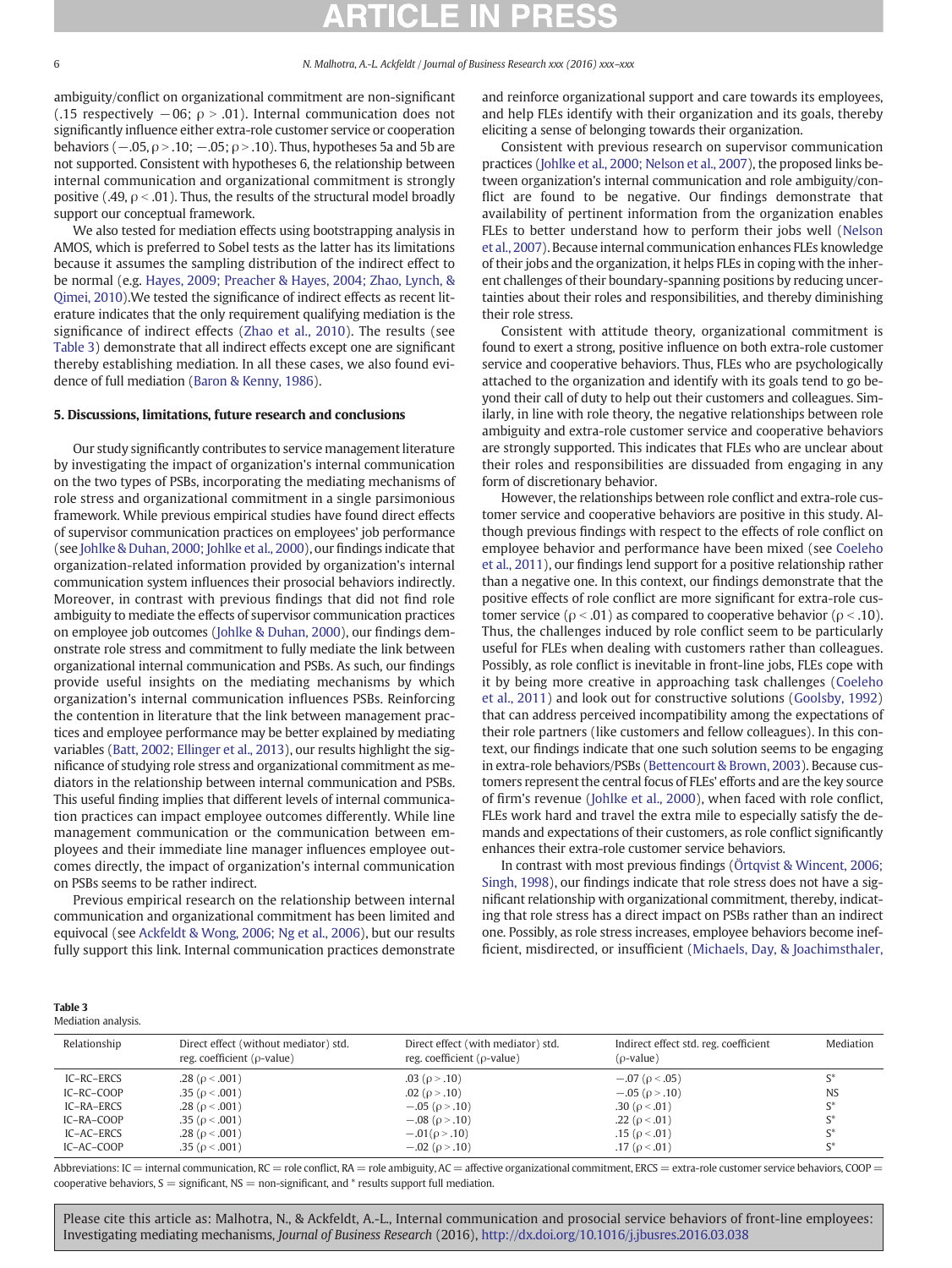ambiguity/conflict on organizational commitment are non-significant (.15 respectively −06; ρ > .01). Internal communication does not significantly influence either extra-role customer service or cooperation behaviors (−.05, ρ > .10; −.05; ρ > .10). Thus, hypotheses 5a and 5b are not supported. Consistent with hypotheses 6, the relationship between internal communication and organizational commitment is strongly positive (.49, ρ < .01). Thus, the results of the structural model broadly support our conceptual framework.

We also tested for mediation effects using bootstrapping analysis in AMOS, which is preferred to Sobel tests as the latter has its limitations because it assumes the sampling distribution of the indirect effect to be normal (e.g. Hayes, 2009; Preacher & Hayes, 2004; Zhao, Lynch, & Qimei, 2010).We tested the significance of indirect effects as recent literature indicates that the only requirement qualifying mediation is the significance of indirect effects (Zhao et al., 2010). The results (see Table 3) demonstrate that all indirect effects except one are significant thereby establishing mediation. In all these cases, we also found evidence of full mediation (Baron & Kenny, 1986).

## 5. Discussions, limitations, future research and conclusions

Our study significantly contributes to service management literature by investigating the impact of organization's internal communication on the two types of PSBs, incorporating the mediating mechanisms of role stress and organizational commitment in a single parsimonious framework. While previous empirical studies have found direct effects of supervisor communication practices on employees' job performance (see Johlke & Duhan, 2000; Johlke et al., 2000), our findings indicate that organization-related information provided by organization's internal communication system influences their prosocial behaviors indirectly. Moreover, in contrast with previous findings that did not find role ambiguity to mediate the effects of supervisor communication practices on employee job outcomes (Johlke & Duhan, 2000), our findings demonstrate role stress and commitment to fully mediate the link between organizational internal communication and PSBs. As such, our findings provide useful insights on the mediating mechanisms by which organization's internal communication influences PSBs. Reinforcing the contention in literature that the link between management practices and employee performance may be better explained by mediating variables (Batt, 2002; Ellinger et al., 2013), our results highlight the significance of studying role stress and organizational commitment as mediators in the relationship between internal communication and PSBs. This useful finding implies that different levels of internal communication practices can impact employee outcomes differently. While line management communication or the communication between employees and their immediate line manager influences employee outcomes directly, the impact of organization's internal communication on PSBs seems to be rather indirect.

Previous empirical research on the relationship between internal communication and organizational commitment has been limited and equivocal (see Ackfeldt & Wong, 2006; Ng et al., 2006), but our results fully support this link. Internal communication practices demonstrate and reinforce organizational support and care towards its employees, and help FLEs identify with their organization and its goals, thereby eliciting a sense of belonging towards their organization.

Consistent with previous research on supervisor communication practices (Johlke et al., 2000; Nelson et al., 2007), the proposed links between organization's internal communication and role ambiguity/conflict are found to be negative. Our findings demonstrate that availability of pertinent information from the organization enables FLEs to better understand how to perform their jobs well (Nelson et al., 2007). Because internal communication enhances FLEs knowledge of their jobs and the organization, it helps FLEs in coping with the inherent challenges of their boundary-spanning positions by reducing uncertainties about their roles and responsibilities, and thereby diminishing their role stress.

Consistent with attitude theory, organizational commitment is found to exert a strong, positive influence on both extra-role customer service and cooperative behaviors. Thus, FLEs who are psychologically attached to the organization and identify with its goals tend to go beyond their call of duty to help out their customers and colleagues. Similarly, in line with role theory, the negative relationships between role ambiguity and extra-role customer service and cooperative behaviors are strongly supported. This indicates that FLEs who are unclear about their roles and responsibilities are dissuaded from engaging in any form of discretionary behavior.

However, the relationships between role conflict and extra-role customer service and cooperative behaviors are positive in this study. Although previous findings with respect to the effects of role conflict on employee behavior and performance have been mixed (see Coeleho et al., 2011), our findings lend support for a positive relationship rather than a negative one. In this context, our findings demonstrate that the positive effects of role conflict are more significant for extra-role customer service (ρ < .01) as compared to cooperative behavior (ρ < .10). Thus, the challenges induced by role conflict seem to be particularly useful for FLEs when dealing with customers rather than colleagues. Possibly, as role conflict is inevitable in front-line jobs, FLEs cope with it by being more creative in approaching task challenges (Coeleho et al., 2011) and look out for constructive solutions (Goolsby, 1992) that can address perceived incompatibility among the expectations of their role partners (like customers and fellow colleagues). In this context, our findings indicate that one such solution seems to be engaging in extra-role behaviors/PSBs (Bettencourt & Brown, 2003). Because customers represent the central focus of FLEs' efforts and are the key source of firm's revenue (Johlke et al., 2000), when faced with role conflict, FLEs work hard and travel the extra mile to especially satisfy the demands and expectations of their customers, as role conflict significantly enhances their extra-role customer service behaviors.

In contrast with most previous findings (Örtqvist & Wincent, 2006; Singh, 1998), our findings indicate that role stress does not have a significant relationship with organizational commitment, thereby, indicating that role stress has a direct impact on PSBs rather than an indirect one. Possibly, as role stress increases, employee behaviors become inefficient, misdirected, or insufficient (Michaels, Day, & Joachimsthaler,

**Table 3**
Mediation analysis.

| Relationship | Direct effect (without mediator) std. reg. coefficient (ρ-value) | Direct effect (with mediator) std. reg. coefficient (ρ-value) | Indirect effect std. reg. coefficient (ρ-value) | Mediation |
|---|---|---|---|---|
| IC–RC–ERCS | .28 (ρ < .001) | .03 (ρ > .10) | −.07 (ρ < .05) | S* |
| IC–RC–COOP | .35 (ρ < .001) | .02 (ρ > .10) | −.05 (ρ > .10) | NS |
| IC–RA–ERCS | .28 (ρ < .001) | −.05 (ρ > .10) | .30 (ρ < .01) | S* |
| IC–RA–COOP | .35 (ρ < .001) | −.08 (ρ > .10) | .22 (ρ < .01) | S* |
| IC–AC–ERCS | .28 (ρ < .001) | −.01(ρ > .10) | .15 (ρ < .01) | S* |
| IC–AC–COOP | .35 (ρ < .001) | −.02 (ρ > .10) | .17 (ρ < .01) | S* |

Abbreviations: IC = internal communication, RC = role conflict, RA = role ambiguity, AC = affective organizational commitment, ERCS = extra-role customer service behaviors, COOP = cooperative behaviors, S = significant, NS = non-significant, and * results support full mediation.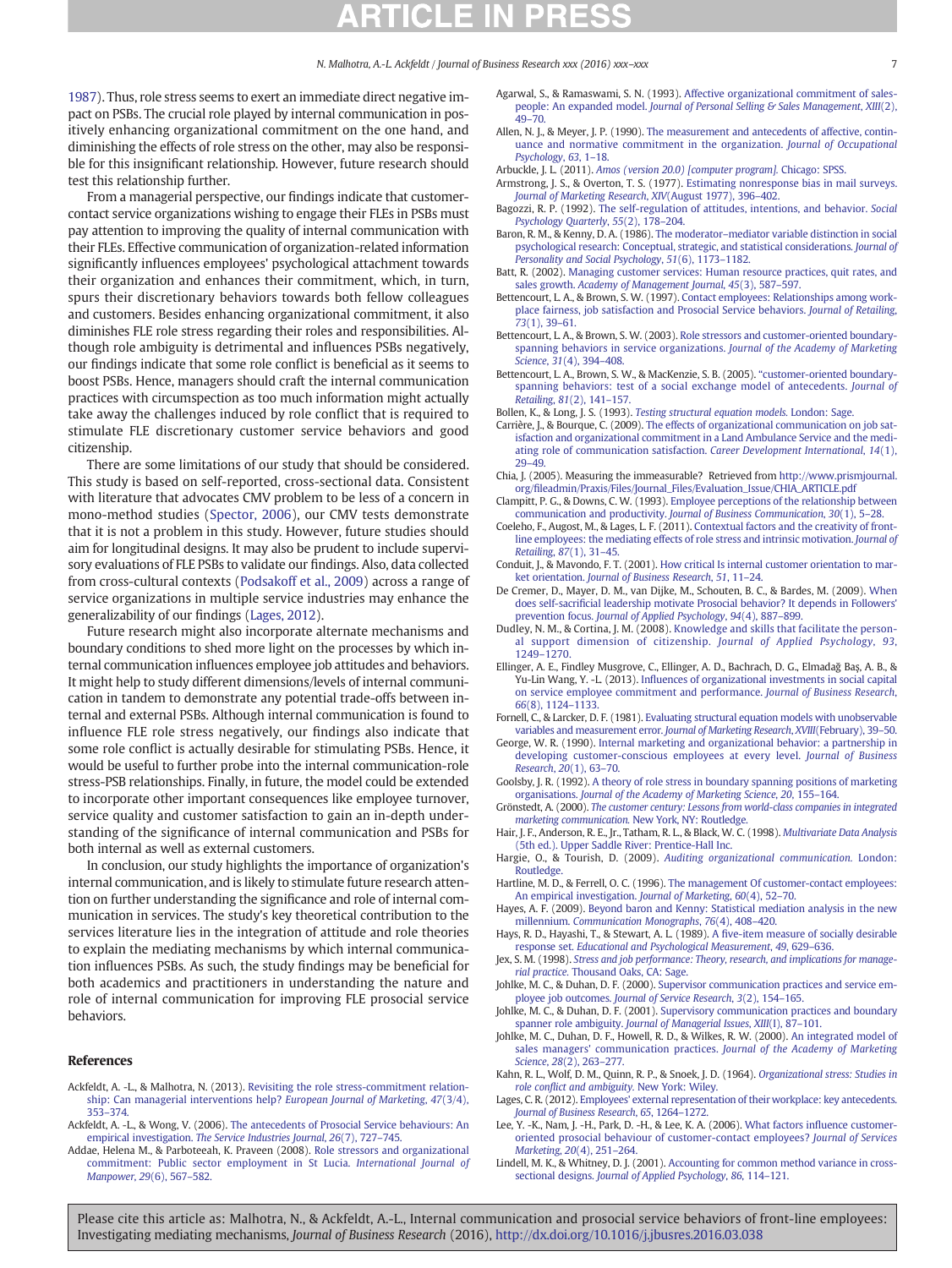1987). Thus, role stress seems to exert an immediate direct negative impact on PSBs. The crucial role played by internal communication in positively enhancing organizational commitment on the one hand, and diminishing the effects of role stress on the other, may also be responsible for this insignificant relationship. However, future research should test this relationship further.

From a managerial perspective, our findings indicate that customer-contact service organizations wishing to engage their FLEs in PSBs must pay attention to improving the quality of internal communication with their FLEs. Effective communication of organization-related information significantly influences employees' psychological attachment towards their organization and enhances their commitment, which, in turn, spurs their discretionary behaviors towards both fellow colleagues and customers. Besides enhancing organizational commitment, it also diminishes FLE role stress regarding their roles and responsibilities. Although role ambiguity is detrimental and influences PSBs negatively, our findings indicate that some role conflict is beneficial as it seems to boost PSBs. Hence, managers should craft the internal communication practices with circumspection as too much information might actually take away the challenges induced by role conflict that is required to stimulate FLE discretionary customer service behaviors and good citizenship.

There are some limitations of our study that should be considered. This study is based on self-reported, cross-sectional data. Consistent with literature that advocates CMV problem to be less of a concern in mono-method studies (Spector, 2006), our CMV tests demonstrate that it is not a problem in this study. However, future studies should aim for longitudinal designs. It may also be prudent to include supervisory evaluations of FLE PSBs to validate our findings. Also, data collected from cross-cultural contexts (Podsakoff et al., 2009) across a range of service organizations in multiple service industries may enhance the generalizability of our findings (Lages, 2012).

Future research might also incorporate alternate mechanisms and boundary conditions to shed more light on the processes by which internal communication influences employee job attitudes and behaviors. It might help to study different dimensions/levels of internal communication in tandem to demonstrate any potential trade-offs between internal and external PSBs. Although internal communication is found to influence FLE role stress negatively, our findings also indicate that some role conflict is actually desirable for stimulating PSBs. Hence, it would be useful to further probe into the internal communication-role stress-PSB relationships. Finally, in future, the model could be extended to incorporate other important consequences like employee turnover, service quality and customer satisfaction to gain an in-depth understanding of the significance of internal communication and PSBs for both internal as well as external customers.

In conclusion, our study highlights the importance of organization's internal communication, and is likely to stimulate future research attention on further understanding the significance and role of internal communication in services. The study's key theoretical contribution to the services literature lies in the integration of attitude and role theories to explain the mediating mechanisms by which internal communication influences PSBs. As such, the study findings may be beneficial for both academics and practitioners in understanding the nature and role of internal communication for improving FLE prosocial service behaviors.

## References

Ackfeldt, A. -L., & Malhotra, N. (2013). Revisiting the role stress-commitment relationship: Can managerial interventions help? *European Journal of Marketing*, *47*(3/4), 353–374.

Ackfeldt, A. -L., & Wong, V. (2006). The antecedents of Prosocial Service behaviours: An empirical investigation. *The Service Industries Journal*, *26*(7), 727–745.

Addae, Helena M., & Parboteeah, K. Praveen (2008). Role stressors and organizational commitment: Public sector employment in St Lucia. *International Journal of Manpower*, *29*(6), 567–582.

Agarwal, S., & Ramaswami, S. N. (1993). Affective organizational commitment of salespeople: An expanded model. *Journal of Personal Selling & Sales Management*, *XIII*(2), 49–70.

Allen, N. J., & Meyer, J. P. (1990). The measurement and antecedents of affective, continuance and normative commitment in the organization. *Journal of Occupational Psychology*, *63*, 1–18.

Arbuckle, J. L. (2011). *Amos (version 20.0) [computer program].* Chicago: SPSS.

Armstrong, J. S., & Overton, T. S. (1977). Estimating nonresponse bias in mail surveys. *Journal of Marketing Research*, *XIV*(August 1977), 396–402.

Bagozzi, R. P. (1992). The self-regulation of attitudes, intentions, and behavior. *Social Psychology Quarterly*, *55*(2), 178–204.

Baron, R. M., & Kenny, D. A. (1986). The moderator–mediator variable distinction in social psychological research: Conceptual, strategic, and statistical considerations. *Journal of Personality and Social Psychology*, *51*(6), 1173–1182.

Batt, R. (2002). Managing customer services: Human resource practices, quit rates, and sales growth. *Academy of Management Journal*, *45*(3), 587–597.

Bettencourt, L. A., & Brown, S. W. (1997). Contact employees: Relationships among workplace fairness, job satisfaction and Prosocial Service behaviors. *Journal of Retailing*, *73*(1), 39–61.

Bettencourt, L. A., & Brown, S. W. (2003). Role stressors and customer-oriented boundary-spanning behaviors in service organizations. *Journal of the Academy of Marketing Science*, *31*(4), 394–408.

Bettencourt, L. A., Brown, S. W., & MacKenzie, S. B. (2005). "customer-oriented boundary-spanning behaviors: test of a social exchange model of antecedents. *Journal of Retailing*, *81*(2), 141–157.

Bollen, K., & Long, J. S. (1993). *Testing structural equation models.* London: Sage.

Carrière, J., & Bourque, C. (2009). The effects of organizational communication on job satisfaction and organizational commitment in a Land Ambulance Service and the mediating role of communication satisfaction. *Career Development International*, *14*(1), 29–49.

Chia, J. (2005). Measuring the immeasurable? Retrieved from http://www.prismjournal.org/fileadmin/Praxis/Files/Journal_Files/Evaluation_Issue/CHIA_ARTICLE.pdf

Clampitt, P. G., & Downs, C. W. (1993). Employee perceptions of the relationship between communication and productivity. *Journal of Business Communication*, *30*(1), 5–28.

Coeleho, F., Augost, M., & Lages, L. F. (2011). Contextual factors and the creativity of frontline employees: the mediating effects of role stress and intrinsic motivation. *Journal of Retailing*, *87*(1), 31–45.

Conduit, J., & Mavondo, F. T. (2001). How critical Is internal customer orientation to market orientation. *Journal of Business Research*, *51*, 11–24.

De Cremer, D., Mayer, D. M., van Dijke, M., Schouten, B. C., & Bardes, M. (2009). When does self-sacrificial leadership motivate Prosocial behavior? It depends in Followers' prevention focus. *Journal of Applied Psychology*, *94*(4), 887–899.

Dudley, N. M., & Cortina, J. M. (2008). Knowledge and skills that facilitate the personal support dimension of citizenship. *Journal of Applied Psychology*, *93*, 1249–1270.

Ellinger, A. E., Findley Musgrove, C., Ellinger, A. D., Bachrach, D. G., Elmadağ Baş, A. B., & Yu-Lin Wang, Y. -L. (2013). Influences of organizational investments in social capital on service employee commitment and performance. *Journal of Business Research*, *66*(8), 1124–1133.

Fornell, C., & Larcker, D. F. (1981). Evaluating structural equation models with unobservable variables and measurement error. *Journal of Marketing Research*, *XVIII*(February), 39–50.

George, W. R. (1990). Internal marketing and organizational behavior: a partnership in developing customer-conscious employees at every level. *Journal of Business Research*, *20*(1), 63–70.

Goolsby, J. R. (1992). A theory of role stress in boundary spanning positions of marketing organisations. *Journal of the Academy of Marketing Science*, *20*, 155–164.

Grönstedt, A. (2000). *The customer century: Lessons from world-class companies in integrated marketing communication.* New York, NY: Routledge.

Hair, J. F., Anderson, R. E., Jr., Tatham, R. L., & Black, W. C. (1998). *Multivariate Data Analysis* (5th ed.). Upper Saddle River: Prentice-Hall Inc.

Hargie, O., & Tourish, D. (2009). *Auditing organizational communication.* London: Routledge.

Hartline, M. D., & Ferrell, O. C. (1996). The management Of customer-contact employees: An empirical investigation. *Journal of Marketing*, *60*(4), 52–70.

Hayes, A. F. (2009). Beyond baron and Kenny: Statistical mediation analysis in the new millennium. *Communication Monographs*, *76*(4), 408–420.

Hays, R. D., Hayashi, T., & Stewart, A. L. (1989). A five-item measure of socially desirable response set. *Educational and Psychological Measurement*, *49*, 629–636.

Jex, S. M. (1998). *Stress and job performance: Theory, research, and implications for managerial practice.* Thousand Oaks, CA: Sage.

Johlke, M. C., & Duhan, D. F. (2000). Supervisor communication practices and service employee job outcomes. *Journal of Service Research*, *3*(2), 154–165.

Johlke, M. C., & Duhan, D. F. (2001). Supervisory communication practices and boundary spanner role ambiguity. *Journal of Managerial Issues*, *XIII*(1), 87–101.

Johlke, M. C., Duhan, D. F., Howell, R. D., & Wilkes, R. W. (2000). An integrated model of sales managers' communication practices. *Journal of the Academy of Marketing Science*, *28*(2), 263–277.

Kahn, R. L., Wolf, D. M., Quinn, R. P., & Snoek, J. D. (1964). *Organizational stress: Studies in role conflict and ambiguity.* New York: Wiley.

Lages, C. R. (2012). Employees' external representation of their workplace: key antecedents. *Journal of Business Research*, *65*, 1264–1272.

Lee, Y. -K., Nam, J. -H., Park, D. -H., & Lee, K. A. (2006). What factors influence customer-oriented prosocial behaviour of customer-contact employees? *Journal of Services Marketing*, *20*(4), 251–264.

Lindell, M. K., & Whitney, D. J. (2001). Accounting for common method variance in cross-sectional designs. *Journal of Applied Psychology*, *86*, 114–121.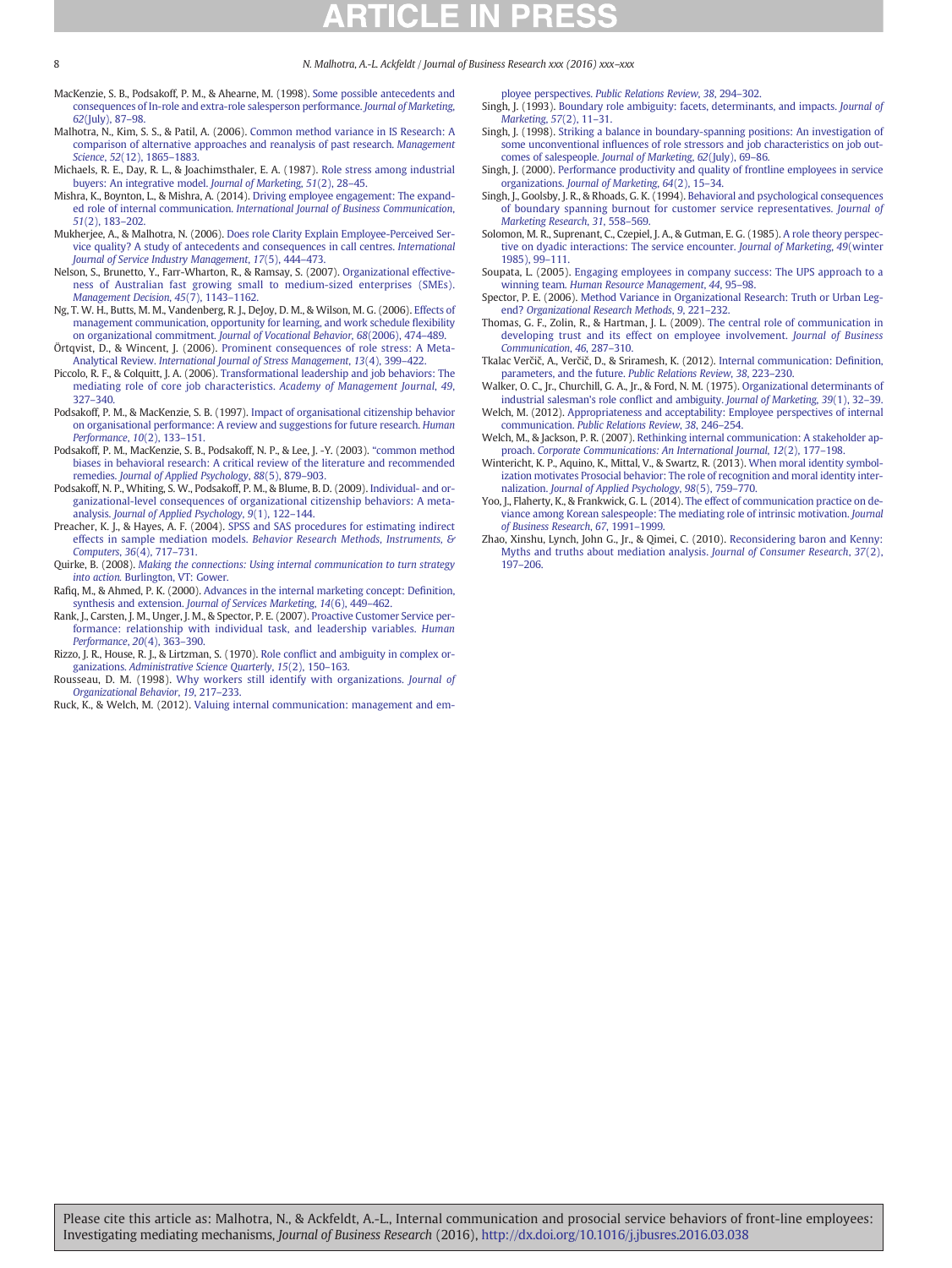MacKenzie, S. B., Podsakoff, P. M., & Ahearne, M. (1998). Some possible antecedents and consequences of In-role and extra-role salesperson performance. *Journal of Marketing*, *62*(July), 87–98.

Malhotra, N., Kim, S. S., & Patil, A. (2006). Common method variance in IS Research: A comparison of alternative approaches and reanalysis of past research. *Management Science*, *52*(12), 1865–1883.

Michaels, R. E., Day, R. L., & Joachimsthaler, E. A. (1987). Role stress among industrial buyers: An integrative model. *Journal of Marketing*, *51*(2), 28–45.

Mishra, K., Boynton, L., & Mishra, A. (2014). Driving employee engagement: The expanded role of internal communication. *International Journal of Business Communication*, *51*(2), 183–202.

Mukherjee, A., & Malhotra, N. (2006). Does role Clarity Explain Employee-Perceived Service quality? A study of antecedents and consequences in call centres. *International Journal of Service Industry Management*, *17*(5), 444–473.

Nelson, S., Brunetto, Y., Farr-Wharton, R., & Ramsay, S. (2007). Organizational effectiveness of Australian fast growing small to medium-sized enterprises (SMEs). *Management Decision*, *45*(7), 1143–1162.

Ng, T. W. H., Butts, M. M., Vandenberg, R. J., DeJoy, D. M., & Wilson, M. G. (2006). Effects of management communication, opportunity for learning, and work schedule flexibility on organizational commitment. *Journal of Vocational Behavior*, *68*(2006), 474–489.

Örtqvist, D., & Wincent, J. (2006). Prominent consequences of role stress: A Meta-Analytical Review. *International Journal of Stress Management*, *13*(4), 399–422.

Piccolo, R. F., & Colquitt, J. A. (2006). Transformational leadership and job behaviors: The mediating role of core job characteristics. *Academy of Management Journal*, *49*, 327–340.

Podsakoff, P. M., & MacKenzie, S. B. (1997). Impact of organisational citizenship behavior on organisational performance: A review and suggestions for future research. *Human Performance*, *10*(2), 133–151.

Podsakoff, P. M., MacKenzie, S. B., Podsakoff, N. P., & Lee, J. -Y. (2003). "common method biases in behavioral research: A critical review of the literature and recommended remedies. *Journal of Applied Psychology*, *88*(5), 879–903.

Podsakoff, N. P., Whiting, S. W., Podsakoff, P. M., & Blume, B. D. (2009). Individual- and organizational-level consequences of organizational citizenship behaviors: A meta-analysis. *Journal of Applied Psychology*, *9*(1), 122–144.

Preacher, K. J., & Hayes, A. F. (2004). SPSS and SAS procedures for estimating indirect effects in sample mediation models. *Behavior Research Methods, Instruments, & Computers*, *36*(4), 717–731.

Quirke, B. (2008). *Making the connections: Using internal communication to turn strategy into action.* Burlington, VT: Gower.

Rafiq, M., & Ahmed, P. K. (2000). Advances in the internal marketing concept: Definition, synthesis and extension. *Journal of Services Marketing*, *14*(6), 449–462.

Rank, J., Carsten, J. M., Unger, J. M., & Spector, P. E. (2007). Proactive Customer Service performance: relationship with individual task, and leadership variables. *Human Performance*, *20*(4), 363–390.

Rizzo, J. R., House, R. J., & Lirtzman, S. (1970). Role conflict and ambiguity in complex organizations. *Administrative Science Quarterly*, *15*(2), 150–163.

Rousseau, D. M. (1998). Why workers still identify with organizations. *Journal of Organizational Behavior*, *19*, 217–233.

Ruck, K., & Welch, M. (2012). Valuing internal communication: management and employee perspectives. *Public Relations Review*, *38*, 294–302.

Singh, J. (1993). Boundary role ambiguity: facets, determinants, and impacts. *Journal of Marketing*, *57*(2), 11–31.

Singh, J. (1998). Striking a balance in boundary-spanning positions: An investigation of some unconventional influences of role stressors and job characteristics on job outcomes of salespeople. *Journal of Marketing*, *62*(July), 69–86.

Singh, J. (2000). Performance productivity and quality of frontline employees in service organizations. *Journal of Marketing*, *64*(2), 15–34.

Singh, J., Goolsby, J. R., & Rhoads, G. K. (1994). Behavioral and psychological consequences of boundary spanning burnout for customer service representatives. *Journal of Marketing Research*, *31*, 558–569.

Solomon, M. R., Suprenant, C., Czepiel, J. A., & Gutman, E. G. (1985). A role theory perspective on dyadic interactions: The service encounter. *Journal of Marketing*, *49*(winter 1985), 99–111.

Soupata, L. (2005). Engaging employees in company success: The UPS approach to a winning team. *Human Resource Management*, *44*, 95–98.

Spector, P. E. (2006). Method Variance in Organizational Research: Truth or Urban Legend? *Organizational Research Methods*, *9*, 221–232.

Thomas, G. F., Zolin, R., & Hartman, J. L. (2009). The central role of communication in developing trust and its effect on employee involvement. *Journal of Business Communication*, *46*, 287–310.

Tkalac Verčič, A., Verčič, D., & Sriramesh, K. (2012). Internal communication: Definition, parameters, and the future. *Public Relations Review*, *38*, 223–230.

Walker, O. C., Jr., Churchill, G. A., Jr., & Ford, N. M. (1975). Organizational determinants of industrial salesman's role conflict and ambiguity. *Journal of Marketing*, *39*(1), 32–39.

Welch, M. (2012). Appropriateness and acceptability: Employee perspectives of internal communication. *Public Relations Review*, *38*, 246–254.

Welch, M., & Jackson, P. R. (2007). Rethinking internal communication: A stakeholder approach. *Corporate Communications: An International Journal*, *12*(2), 177–198.

Winterich, K. P., Aquino, K., Mittal, V., & Swartz, R. (2013). When moral identity symbolization motivates Prosocial behavior: The role of recognition and moral identity internalization. *Journal of Applied Psychology*, *98*(5), 759–770.

Yoo, J., Flaherty, K., & Frankwick, G. L. (2014). The effect of communication practice on deviance among Korean salespeople: The mediating role of intrinsic motivation. *Journal of Business Research*, *67*, 1991–1999.

Zhao, Xinshu, Lynch, John G., Jr., & Qimei, C. (2010). Reconsidering baron and Kenny: Myths and truths about mediation analysis. *Journal of Consumer Research*, *37*(2), 197–206.